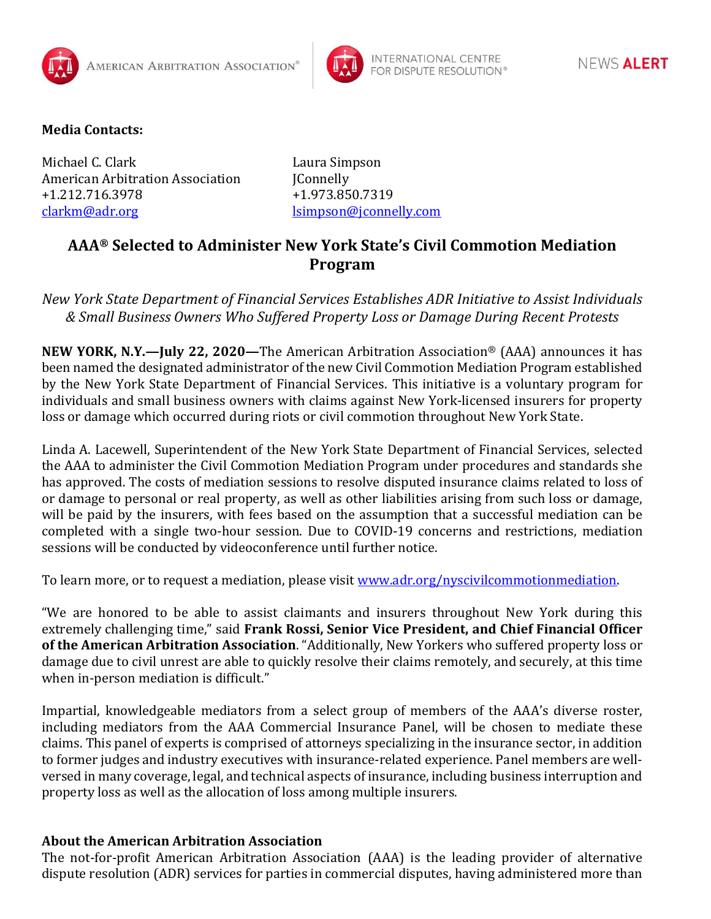AMERICAN ARBITRATION ASSOCIATION® | INTERNATIONAL CENTRE FOR DISPUTE RESOLUTION® | NEWS **ALERT**

**Media Contacts:**

Michael C. Clark
American Arbitration Association
+1.212.716.3978
clarkm@adr.org

Laura Simpson
JConnelly
+1.973.850.7319
lsimpson@jconnelly.com

# AAA® Selected to Administer New York State's Civil Commotion Mediation Program

*New York State Department of Financial Services Establishes ADR Initiative to Assist Individuals & Small Business Owners Who Suffered Property Loss or Damage During Recent Protests*

**NEW YORK, N.Y.—July 22, 2020—**The American Arbitration Association® (AAA) announces it has been named the designated administrator of the new Civil Commotion Mediation Program established by the New York State Department of Financial Services. This initiative is a voluntary program for individuals and small business owners with claims against New York-licensed insurers for property loss or damage which occurred during riots or civil commotion throughout New York State.

Linda A. Lacewell, Superintendent of the New York State Department of Financial Services, selected the AAA to administer the Civil Commotion Mediation Program under procedures and standards she has approved. The costs of mediation sessions to resolve disputed insurance claims related to loss of or damage to personal or real property, as well as other liabilities arising from such loss or damage, will be paid by the insurers, with fees based on the assumption that a successful mediation can be completed with a single two-hour session. Due to COVID-19 concerns and restrictions, mediation sessions will be conducted by videoconference until further notice.

To learn more, or to request a mediation, please visit www.adr.org/nyscivilcommotionmediation.

"We are honored to be able to assist claimants and insurers throughout New York during this extremely challenging time," said **Frank Rossi, Senior Vice President, and Chief Financial Officer of the American Arbitration Association**. "Additionally, New Yorkers who suffered property loss or damage due to civil unrest are able to quickly resolve their claims remotely, and securely, at this time when in-person mediation is difficult."

Impartial, knowledgeable mediators from a select group of members of the AAA's diverse roster, including mediators from the AAA Commercial Insurance Panel, will be chosen to mediate these claims. This panel of experts is comprised of attorneys specializing in the insurance sector, in addition to former judges and industry executives with insurance-related experience. Panel members are well-versed in many coverage, legal, and technical aspects of insurance, including business interruption and property loss as well as the allocation of loss among multiple insurers.

### About the American Arbitration Association

The not-for-profit American Arbitration Association (AAA) is the leading provider of alternative dispute resolution (ADR) services for parties in commercial disputes, having administered more than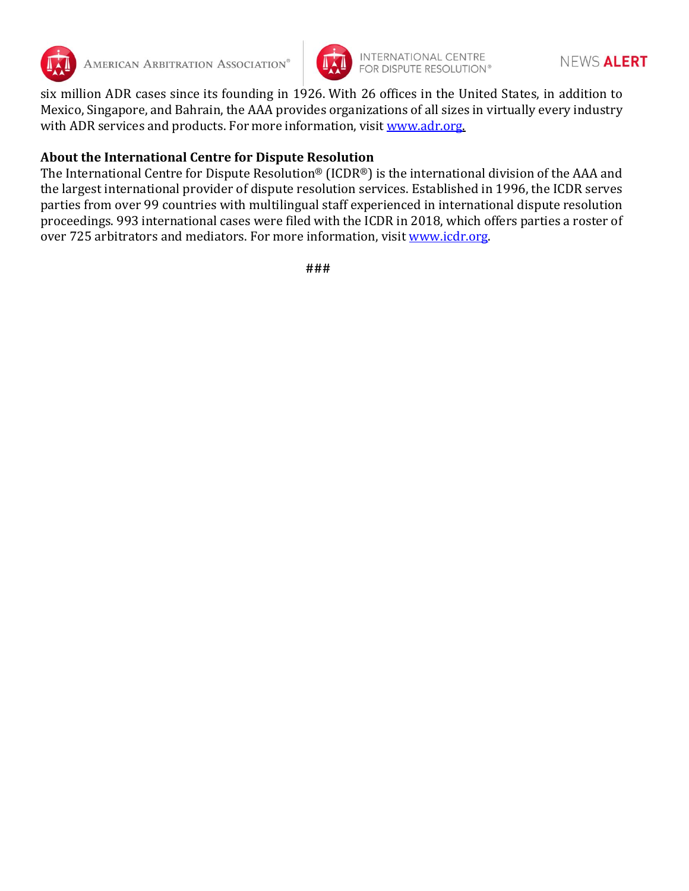six million ADR cases since its founding in 1926. With 26 offices in the United States, in addition to Mexico, Singapore, and Bahrain, the AAA provides organizations of all sizes in virtually every industry with ADR services and products. For more information, visit www.adr.org.

**About the International Centre for Dispute Resolution**

The International Centre for Dispute Resolution® (ICDR®) is the international division of the AAA and the largest international provider of dispute resolution services. Established in 1996, the ICDR serves parties from over 99 countries with multilingual staff experienced in international dispute resolution proceedings. 993 international cases were filed with the ICDR in 2018, which offers parties a roster of over 725 arbitrators and mediators. For more information, visit www.icdr.org.

###